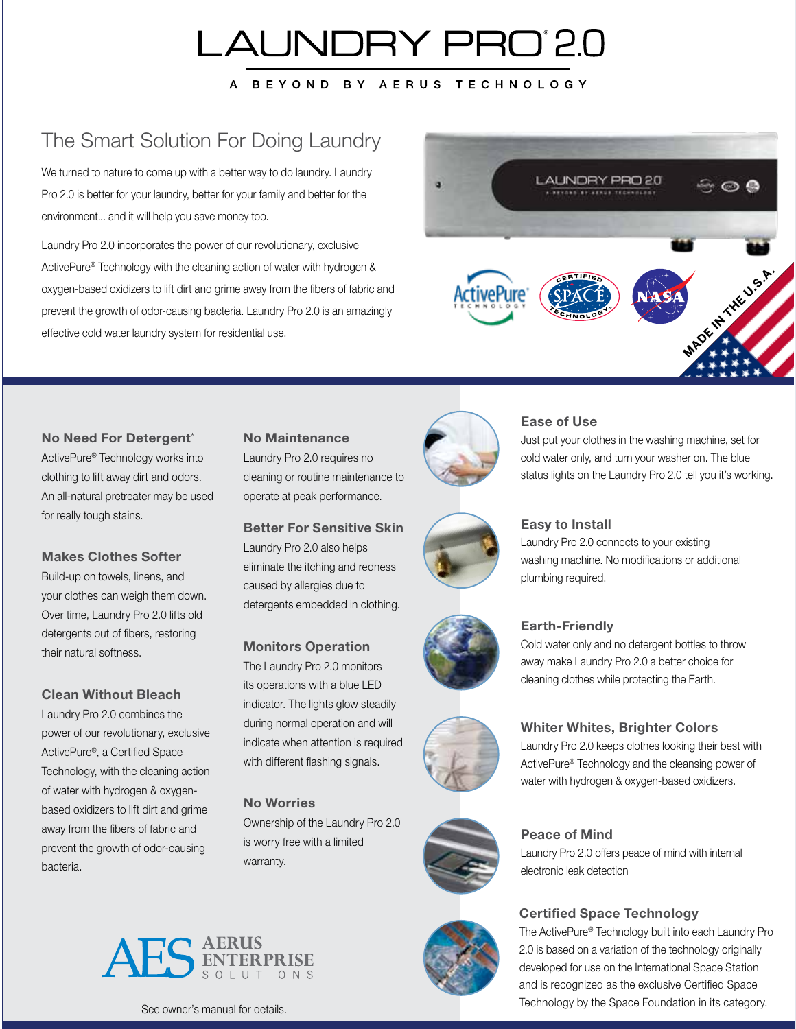# LAUNDRY PRO® 2.0

A BEYOND BY AERUS TECHNOLOGY

## The Smart Solution For Doing Laundry

We turned to nature to come up with a better way to do laundry. Laundry Pro 2.0 is better for your laundry, better for your family and better for the environment... and it will help you save money too.

Laundry Pro 2.0 incorporates the power of our revolutionary, exclusive ActivePure® Technology with the cleaning action of water with hydrogen & oxygen-based oxidizers to lift dirt and grime away from the fibers of fabric and prevent the growth of odor-causing bacteria. Laundry Pro 2.0 is an amazingly effective cold water laundry system for residential use.

MADE IN THE U.S.A.

### No Need For Detergent*

ActivePure® Technology works into clothing to lift away dirt and odors. An all-natural pretreater may be used for really tough stains.

### Makes Clothes Softer

Build-up on towels, linens, and your clothes can weigh them down. Over time, Laundry Pro 2.0 lifts old detergents out of fibers, restoring their natural softness.

### Clean Without Bleach

Laundry Pro 2.0 combines the power of our revolutionary, exclusive ActivePure®, a Certified Space Technology, with the cleaning action of water with hydrogen & oxygen-based oxidizers to lift dirt and grime away from the fibers of fabric and prevent the growth of odor-causing bacteria.

### No Maintenance

Laundry Pro 2.0 requires no cleaning or routine maintenance to operate at peak performance.

### Better For Sensitive Skin

Laundry Pro 2.0 also helps eliminate the itching and redness caused by allergies due to detergents embedded in clothing.

### Monitors Operation

The Laundry Pro 2.0 monitors its operations with a blue LED indicator. The lights glow steadily during normal operation and will indicate when attention is required with different flashing signals.

### No Worries

Ownership of the Laundry Pro 2.0 is worry free with a limited warranty.

### Ease of Use

Just put your clothes in the washing machine, set for cold water only, and turn your washer on. The blue status lights on the Laundry Pro 2.0 tell you it's working.

### Easy to Install

Laundry Pro 2.0 connects to your existing washing machine. No modifications or additional plumbing required.

### Earth-Friendly

Cold water only and no detergent bottles to throw away make Laundry Pro 2.0 a better choice for cleaning clothes while protecting the Earth.

### Whiter Whites, Brighter Colors

Laundry Pro 2.0 keeps clothes looking their best with ActivePure® Technology and the cleansing power of water with hydrogen & oxygen-based oxidizers.

### Peace of Mind

Laundry Pro 2.0 offers peace of mind with internal electronic leak detection

### Certified Space Technology

The ActivePure® Technology built into each Laundry Pro 2.0 is based on a variation of the technology originally developed for use on the International Space Station and is recognized as the exclusive Certified Space Technology by the Space Foundation in its category.

AES AERUS ENTERPRISE SOLUTIONS

*See owner's manual for details.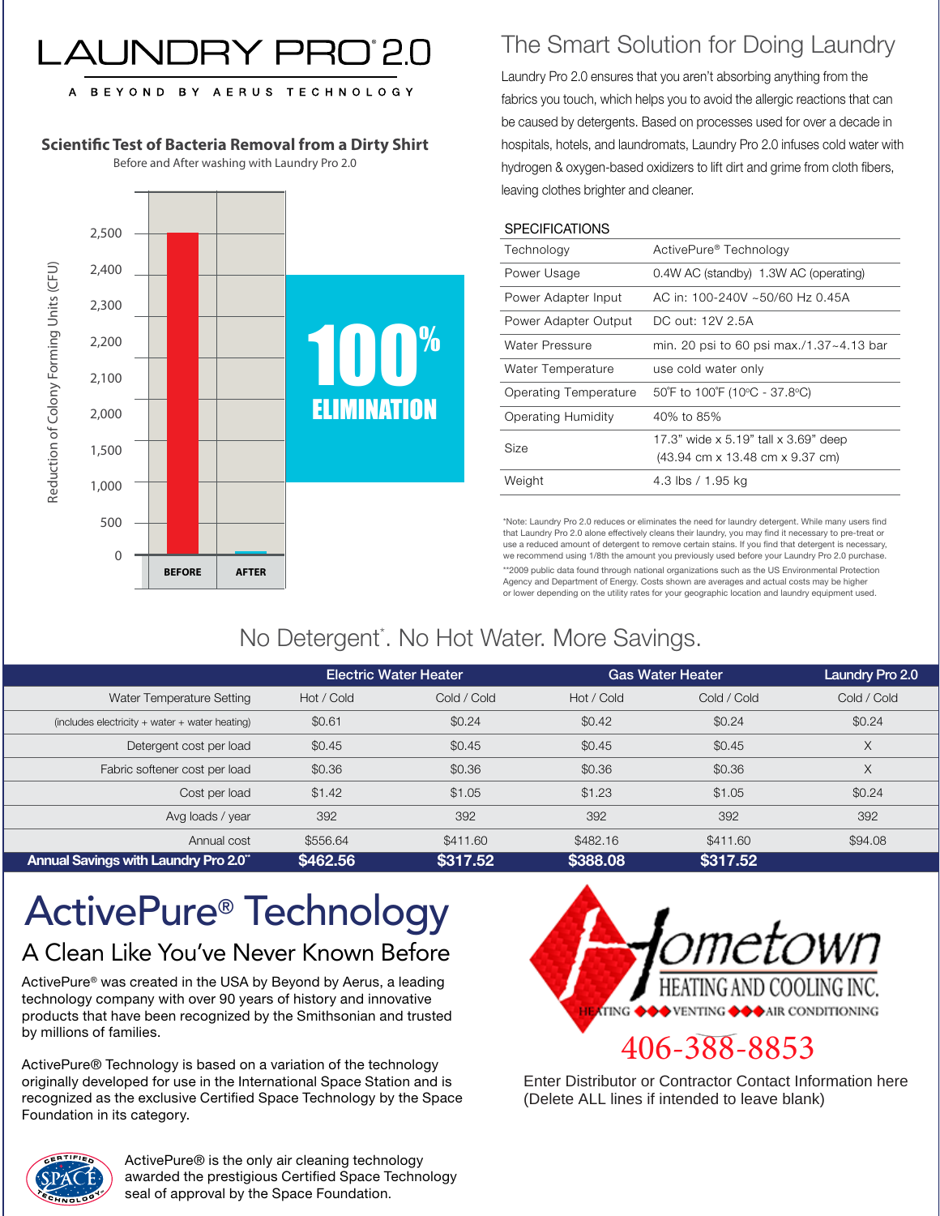# LAUNDRY PRO® 2.0

A BEYOND BY AERUS TECHNOLOGY

### Scientific Test of Bacteria Removal from a Dirty Shirt

Before and After washing with Laundry Pro 2.0

Reduction of Colony Forming Units (CFU)

2,500
2,400
2,300
2,200
2,100
2,000
1,500
1,000
500
0

BEFORE
AFTER

100% ELIMINATION

## The Smart Solution for Doing Laundry

Laundry Pro 2.0 ensures that you aren't absorbing anything from the fabrics you touch, which helps you to avoid the allergic reactions that can be caused by detergents. Based on processes used for over a decade in hospitals, hotels, and laundromats, Laundry Pro 2.0 infuses cold water with hydrogen & oxygen-based oxidizers to lift dirt and grime from cloth fibers, leaving clothes brighter and cleaner.

### SPECIFICATIONS

| | |
|---|---|
| Technology | ActivePure® Technology |
| Power Usage | 0.4W AC (standby) 1.3W AC (operating) |
| Power Adapter Input | AC in: 100-240V ~50/60 Hz 0.45A |
| Power Adapter Output | DC out: 12V 2.5A |
| Water Pressure | min. 20 psi to 60 psi max./1.37~4.13 bar |
| Water Temperature | use cold water only |
| Operating Temperature | 50˚F to 100˚F (10°C - 37.8°C) |
| Operating Humidity | 40% to 85% |
| Size | 17.3" wide x 5.19" tall x 3.69" deep (43.94 cm x 13.48 cm x 9.37 cm) |
| Weight | 4.3 lbs / 1.95 kg |

*Note: Laundry Pro 2.0 reduces or eliminates the need for laundry detergent. While many users find that Laundry Pro 2.0 alone effectively cleans their laundry, you may find it necessary to pre-treat or use a reduced amount of detergent to remove certain stains. If you find that detergent is necessary, we recommend using 1/8th the amount you previously used before your Laundry Pro 2.0 purchase.

**2009 public data found through national organizations such as the US Environmental Protection Agency and Department of Energy. Costs shown are averages and actual costs may be higher or lower depending on the utility rates for your geographic location and laundry equipment used.

## No Detergent*. No Hot Water. More Savings.

| | Electric Water Heater | | Gas Water Heater | | Laundry Pro 2.0 |
|---|---|---|---|---|---|
| Water Temperature Setting | Hot / Cold | Cold / Cold | Hot / Cold | Cold / Cold | Cold / Cold |
| (includes electricity + water + water heating) | $0.61 | $0.24 | $0.42 | $0.24 | $0.24 |
| Detergent cost per load | $0.45 | $0.45 | $0.45 | $0.45 | X |
| Fabric softener cost per load | $0.36 | $0.36 | $0.36 | $0.36 | X |
| Cost per load | $1.42 | $1.05 | $1.23 | $1.05 | $0.24 |
| Avg loads / year | 392 | 392 | 392 | 392 | 392 |
| Annual cost | $556.64 | $411.60 | $482.16 | $411.60 | $94.08 |
| **Annual Savings with Laundry Pro 2.0****| **$462.56** | **$317.52** | **$388.08** | **$317.52** | |

# ActivePure® Technology

## A Clean Like You've Never Known Before

ActivePure® was created in the USA by Beyond by Aerus, a leading technology company with over 90 years of history and innovative products that have been recognized by the Smithsonian and trusted by millions of families.

ActivePure® Technology is based on a variation of the technology originally developed for use in the International Space Station and is recognized as the exclusive Certified Space Technology by the Space Foundation in its category.

ActivePure® is the only air cleaning technology awarded the prestigious Certified Space Technology seal of approval by the Space Foundation.

Hometown HEATING AND COOLING INC.
HEATING ◆◆◆ VENTING ◆◆◆ AIR CONDITIONING

406-388-8853

Enter Distributor or Contractor Contact Information here
(Delete ALL lines if intended to leave blank)